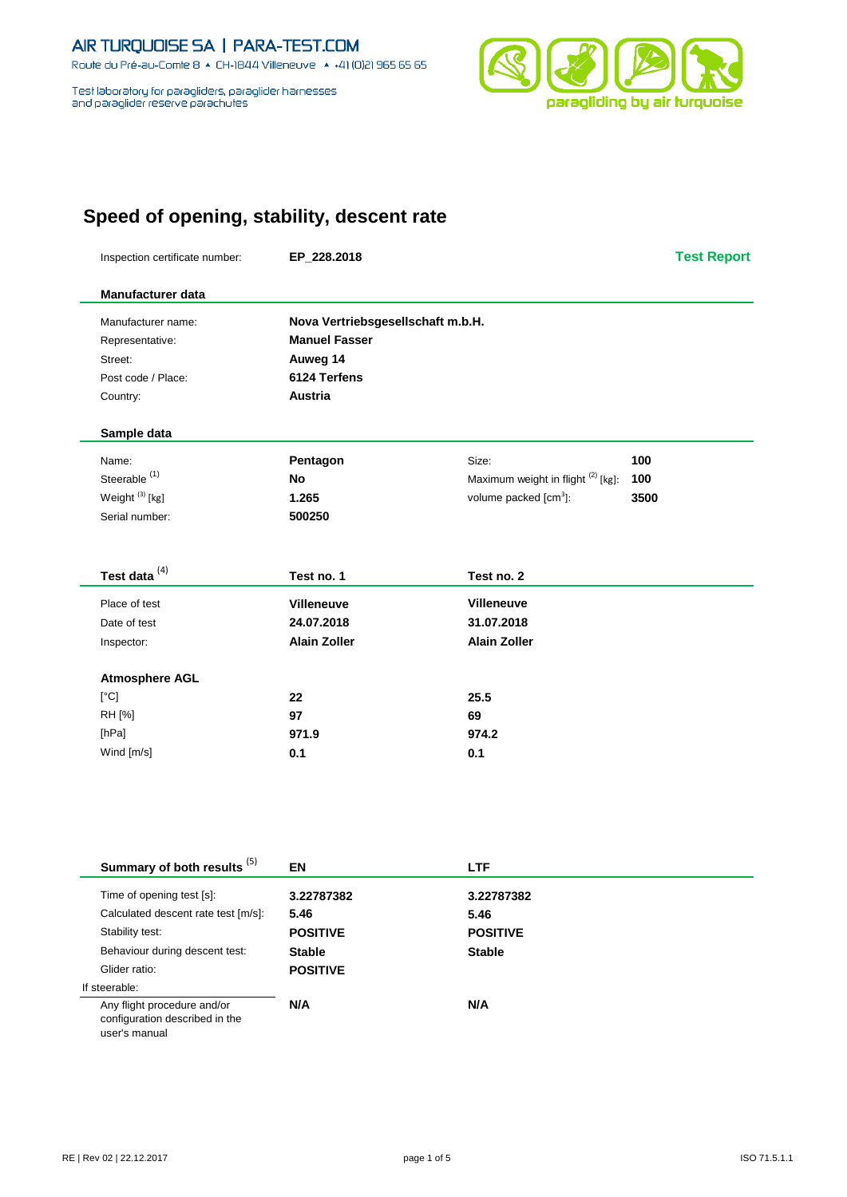AIR TURQUOISE SA | PARA-TEST.COM

Route du Pré-au-Comte 8 ▲ CH-1844 Villeneuve ▲ +41 (0)2 965 65 65

Test laboratory for paragliders, paraglider harnesses and paraglider reserve parachutes

paragliding by air turquoise

# Speed of opening, stability, descent rate

| | | |
|---|---|---|
| Inspection certificate number: | **EP_228.2018** | **Test Report** |

## Manufacturer data

| | |
|---|---|
| Manufacturer name: | **Nova Vertriebsgesellschaft m.b.H.** |
| Representative: | **Manuel Fasser** |
| Street: | **Auweg 14** |
| Post code / Place: | **6124 Terfens** |
| Country: | **Austria** |

## Sample data

| | | | |
|---|---|---|---|
| Name: | **Pentagon** | Size: | **100** |
| Steerable [(1)] | **No** | Maximum weight in flight [(2)] [kg]: | **100** |
| Weight [(3)] [kg] | **1.265** | volume packed [$cm^3$]: | **3500** |
| Serial number: | **500250** | | |

## Test data [(4)]

| | **Test no. 1** | **Test no. 2** |
|---|---|---|
| Place of test | **Villeneuve** | **Villeneuve** |
| Date of test | **24.07.2018** | **31.07.2018** |
| Inspector: | **Alain Zoller** | **Alain Zoller** |
| **Atmosphere AGL** | | |
| [°C] | **22** | **25.5** |
| RH [%] | **97** | **69** |
| [hPa] | **971.9** | **974.2** |
| Wind [m/s] | **0.1** | **0.1** |

## Summary of both results [(5)]

| | **EN** | **LTF** |
|---|---|---|
| Time of opening test [s]: | **3.22787382** | **3.22787382** |
| Calculated descent rate test [m/s]: | **5.46** | **5.46** |
| Stability test: | **POSITIVE** | **POSITIVE** |
| Behaviour during descent test: | **Stable** | **Stable** |
| Glider ratio: | **POSITIVE** | |
| If steerable: | | |
| Any flight procedure and/or configuration described in the user's manual | **N/A** | **N/A** |

RE | Rev 02 | 22.12.2017 ISO 71.5.1.1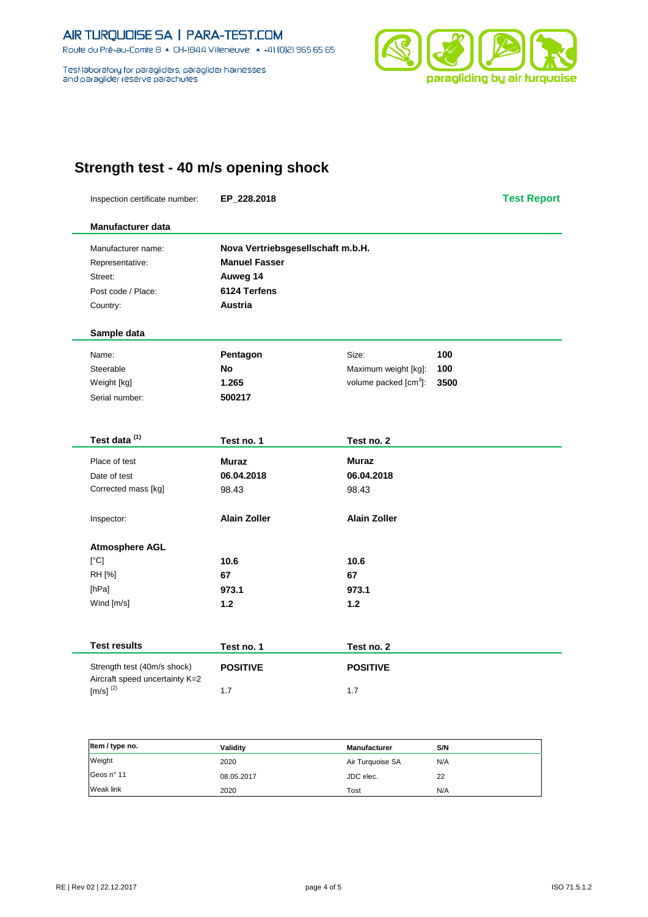AIR TURQUOISE SA | PARA-TEST.COM

Route du Pré-au-Comte 8 ▲ CH-1844 Villeneuve ▲ +41 (0)21 965 65 65

Test laboratory for paragliders, paraglider harnesses and paraglider reserve parachutes

# Strength test - 40 m/s opening shock

Inspection certificate number: **EP_228.2018** — **Test Report**

## Manufacturer data

| | |
|---|---|
| Manufacturer name: | **Nova Vertriebsgesellschaft m.b.H.** |
| Representative: | **Manuel Fasser** |
| Street: | **Auweg 14** |
| Post code / Place: | **6124 Terfens** |
| Country: | **Austria** |

## Sample data

| | | | |
|---|---|---|---|
| Name: | **Pentagon** | Size: | **100** |
| Steerable | **No** | Maximum weight [kg]: | **100** |
| Weight [kg] | **1.265** | volume packed [$cm^3$]: | **3500** |
| Serial number: | **500217** | | |

## Test data [1]

| | Test no. 1 | Test no. 2 |
|---|---|---|
| Place of test | **Muraz** | **Muraz** |
| Date of test | **06.04.2018** | **06.04.2018** |
| Corrected mass [kg] | 98.43 | 98.43 |
| Inspector: | **Alain Zoller** | **Alain Zoller** |
| **Atmosphere AGL** | | |
| [°C] | **10.6** | **10.6** |
| RH [%] | **67** | **67** |
| [hPa] | **973.1** | **973.1** |
| Wind [m/s] | **1.2** | **1.2** |

## Test results

| | Test no. 1 | Test no. 2 |
|---|---|---|
| Strength test (40m/s shock) | **POSITIVE** | **POSITIVE** |
| Aircraft speed uncertainty K=2 [m/s] [2] | 1.7 | 1.7 |

| Item / type no. | Validity | Manufacturer | S/N |
|---|---|---|---|
| Weight | 2020 | Air Turquoise SA | N/A |
| Geos n° 11 | 08.05.2017 | JDC elec. | 22 |
| Weak link | 2020 | Tost | N/A |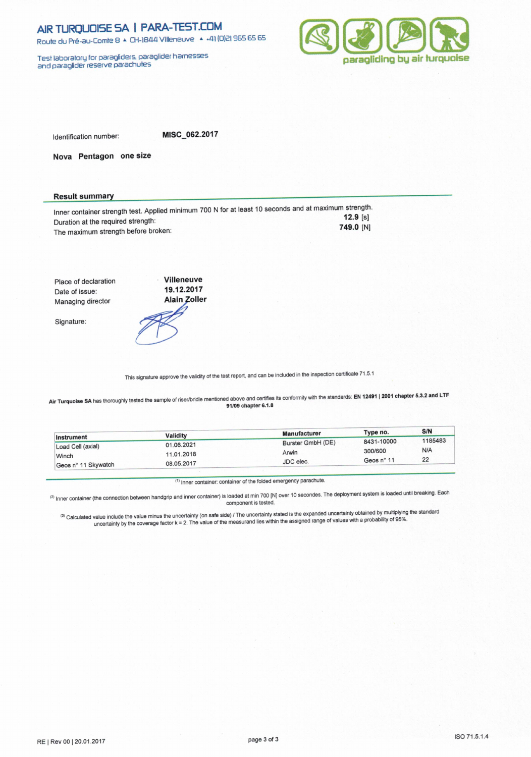# AIR TURQUOISE SA | PARA-TEST.COM

Route du Pré-au-Comte 8 ▲ CH-1844 Villeneuve ▲ +41 (0)21 965 65 65

Test laboratory for paragliders, paraglider harnesses and paraglider reserve parachutes

paragliding by air turquoise

Identification number: **MISC_062.2017**

**Nova Pentagon one size**

## Result summary

Inner container strength test. Applied minimum 700 N for at least 10 seconds and at maximum strength.

Duration at the required strength: **12.9** [s]

The maximum strength before broken: **749.0** [N]

Place of declaration: **Villeneuve**

Date of issue: **19.12.2017**

Managing director: **Alain Zoller**

Signature:

This signature approve the validity of the test report, and can be included in the inspection certificate 71.5.1

**Air Turquoise SA** has thoroughly tested the sample of riser/bridle mentioned above and certifies its conformity with the standards: **EN 12491 | 2001 chapter 5.3.2 and LTF 91/09 chapter 6.1.8**

| Instrument | Validity | Manufacturer | Type no. | S/N |
|---|---|---|---|---|
| Load Cell (axial) | 01.06.2021 | Burster GmbH (DE) | 8431-10000 | 1185483 |
| Winch | 11.01.2018 | Arwin | 300/600 | N/A |
| Geos n° 11 Skywatch | 08.05.2017 | JDC elec. | Geos n° 11 | 22 |

(1) Inner container: container of the folded emergency parachute.

(2) Inner container (the connection between handgrip and inner container) is loaded at min 700 [N] over 10 secondes. The deployment system is loaded until breaking. Each component is tested.

(3) Calculated value include the value minus the uncertainty (on safe side) / The uncertainty stated is the expanded uncertainty obtained by multiplying the standard uncertainty by the coverage factor k = 2. The value of the measurand lies within the assigned range of values with a probability of 95%.

RE | Rev 00 | 20.01.2017

ISO 71.5.1.4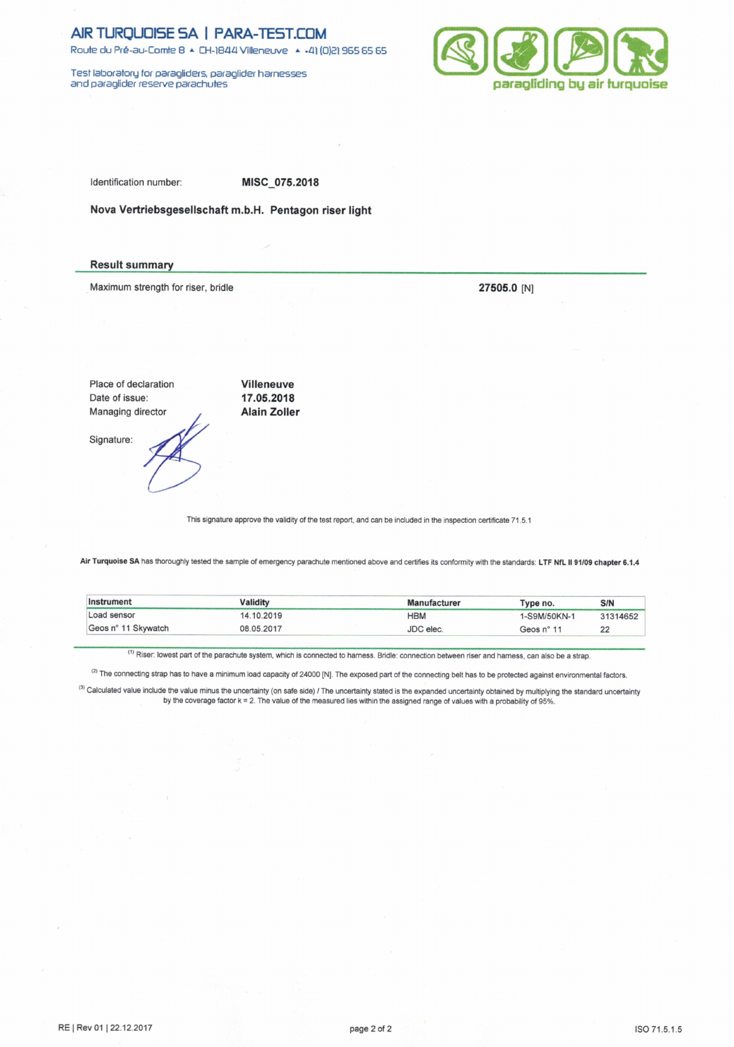# AIR TURQUOISE SA | PARA-TEST.COM

Route du Pré-au-Comte 8 ▲ CH-1844 Villeneuve ▲ +41 (0)21 965 65 65

Test laboratory for paragliders, paraglider harnesses and paraglider reserve parachutes

paragliding by air turquoise

Identification number: **MISC_075.2018**

**Nova Vertriebsgesellschaft m.b.H. Pentagon riser light**

## Result summary

| | |
|---|---|
| Maximum strength for riser, bridle | **27505.0** [N] |

| | |
|---|---|
| Place of declaration | **Villeneuve** |
| Date of issue: | **17.05.2018** |
| Managing director | **Alain Zoller** |

Signature:

This signature approve the validity of the test report, and can be included in the inspection certificate 71.5.1

**Air Turquoise SA** has thoroughly tested the sample of emergency parachute mentioned above and certifies its conformity with the standards: **LTF NfL II 91/09 chapter 6.1.4**

| Instrument | Validity | Manufacturer | Type no. | S/N |
|---|---|---|---|---|
| Load sensor | 14.10.2019 | HBM | 1-S9M/50KN-1 | 31314652 |
| Geos n° 11 Skywatch | 08.05.2017 | JDC elec. | Geos n° 11 | 22 |

[1] Riser: lowest part of the parachute system, which is connected to harness. Bridle: connection between riser and harness, can also be a strap.

[2] The connecting strap has to have a minimum load capacity of 24000 [N]. The exposed part of the connecting belt has to be protected against environmental factors.

[3] Calculated value include the value minus the uncertainty (on safe side) / The uncertainty stated is the expanded uncertainty obtained by multiplying the standard uncertainty by the coverage factor k = 2. The value of the measured lies within the assigned range of values with a probability of 95%.

RE | Rev 01 | 22.12.2017 ISO 71.5.1.5